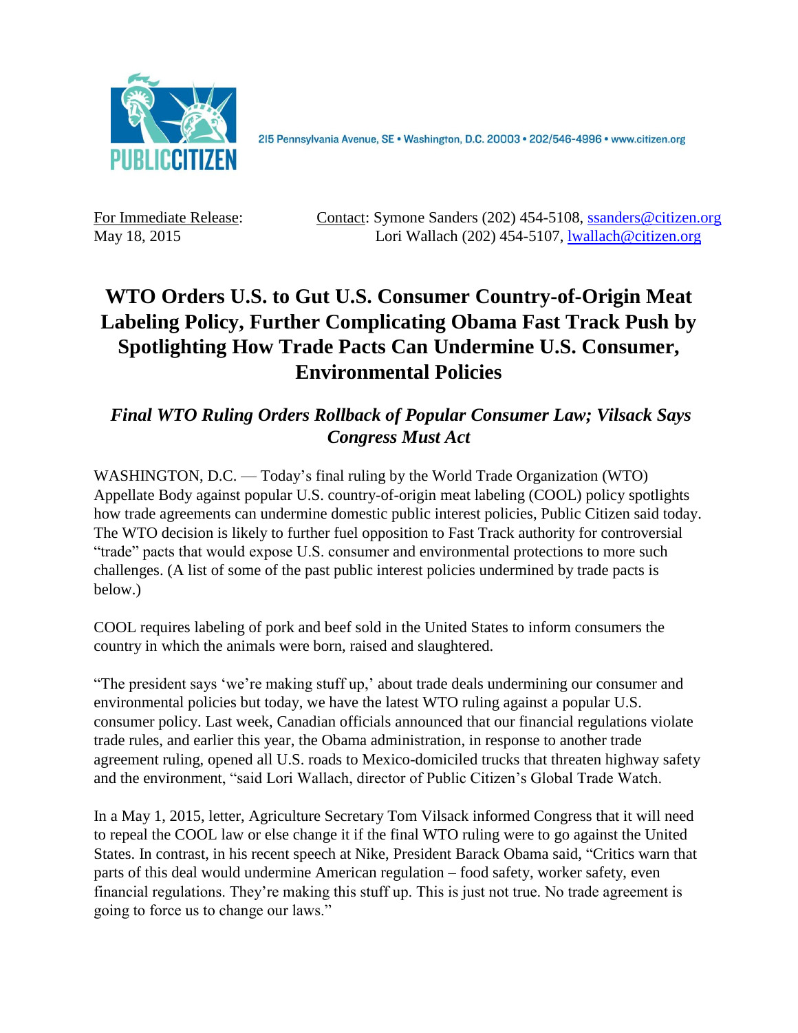PUBLIC CITIZEN

215 Pennsylvania Avenue, SE • Washington, D.C. 20003 • 202/546-4996 • www.citizen.org

For Immediate Release:
May 18, 2015

Contact: Symone Sanders (202) 454-5108, ssanders@citizen.org
Lori Wallach (202) 454-5107, lwallach@citizen.org

# WTO Orders U.S. to Gut U.S. Consumer Country-of-Origin Meat Labeling Policy, Further Complicating Obama Fast Track Push by Spotlighting How Trade Pacts Can Undermine U.S. Consumer, Environmental Policies

## *Final WTO Ruling Orders Rollback of Popular Consumer Law; Vilsack Says Congress Must Act*

WASHINGTON, D.C. — Today's final ruling by the World Trade Organization (WTO) Appellate Body against popular U.S. country-of-origin meat labeling (COOL) policy spotlights how trade agreements can undermine domestic public interest policies, Public Citizen said today. The WTO decision is likely to further fuel opposition to Fast Track authority for controversial "trade" pacts that would expose U.S. consumer and environmental protections to more such challenges. (A list of some of the past public interest policies undermined by trade pacts is below.)

COOL requires labeling of pork and beef sold in the United States to inform consumers the country in which the animals were born, raised and slaughtered.

"The president says 'we're making stuff up,' about trade deals undermining our consumer and environmental policies but today, we have the latest WTO ruling against a popular U.S. consumer policy. Last week, Canadian officials announced that our financial regulations violate trade rules, and earlier this year, the Obama administration, in response to another trade agreement ruling, opened all U.S. roads to Mexico-domiciled trucks that threaten highway safety and the environment, "said Lori Wallach, director of Public Citizen's Global Trade Watch.

In a May 1, 2015, letter, Agriculture Secretary Tom Vilsack informed Congress that it will need to repeal the COOL law or else change it if the final WTO ruling were to go against the United States. In contrast, in his recent speech at Nike, President Barack Obama said, "Critics warn that parts of this deal would undermine American regulation – food safety, worker safety, even financial regulations. They're making this stuff up. This is just not true. No trade agreement is going to force us to change our laws."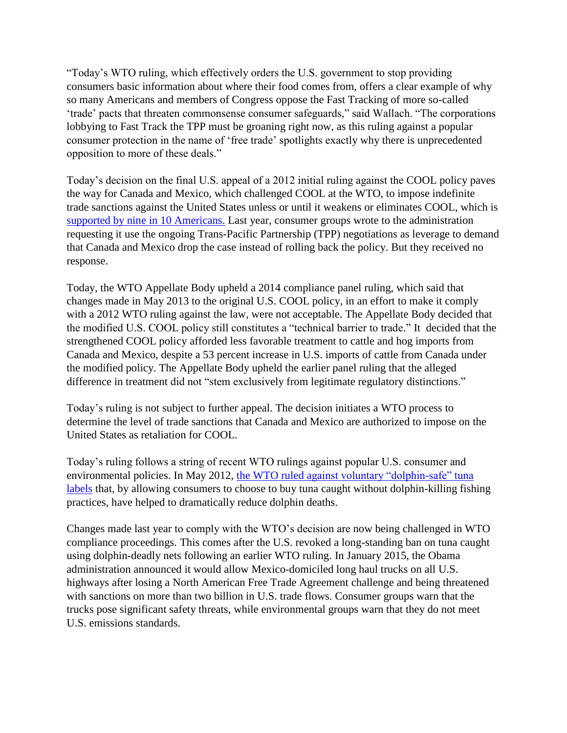"Today's WTO ruling, which effectively orders the U.S. government to stop providing consumers basic information about where their food comes from, offers a clear example of why so many Americans and members of Congress oppose the Fast Tracking of more so-called 'trade' pacts that threaten commonsense consumer safeguards," said Wallach. "The corporations lobbying to Fast Track the TPP must be groaning right now, as this ruling against a popular consumer protection in the name of 'free trade' spotlights exactly why there is unprecedented opposition to more of these deals."

Today's decision on the final U.S. appeal of a 2012 initial ruling against the COOL policy paves the way for Canada and Mexico, which challenged COOL at the WTO, to impose indefinite trade sanctions against the United States unless or until it weakens or eliminates COOL, which is [supported by nine in 10 Americans.] Last year, consumer groups wrote to the administration requesting it use the ongoing Trans-Pacific Partnership (TPP) negotiations as leverage to demand that Canada and Mexico drop the case instead of rolling back the policy. But they received no response.

Today, the WTO Appellate Body upheld a 2014 compliance panel ruling, which said that changes made in May 2013 to the original U.S. COOL policy, in an effort to make it comply with a 2012 WTO ruling against the law, were not acceptable. The Appellate Body decided that the modified U.S. COOL policy still constitutes a "technical barrier to trade." It decided that the strengthened COOL policy afforded less favorable treatment to cattle and hog imports from Canada and Mexico, despite a 53 percent increase in U.S. imports of cattle from Canada under the modified policy. The Appellate Body upheld the earlier panel ruling that the alleged difference in treatment did not "stem exclusively from legitimate regulatory distinctions."

Today's ruling is not subject to further appeal. The decision initiates a WTO process to determine the level of trade sanctions that Canada and Mexico are authorized to impose on the United States as retaliation for COOL.

Today's ruling follows a string of recent WTO rulings against popular U.S. consumer and environmental policies. In May 2012, [the WTO ruled against voluntary "dolphin-safe" tuna labels] that, by allowing consumers to choose to buy tuna caught without dolphin-killing fishing practices, have helped to dramatically reduce dolphin deaths.

Changes made last year to comply with the WTO's decision are now being challenged in WTO compliance proceedings. This comes after the U.S. revoked a long-standing ban on tuna caught using dolphin-deadly nets following an earlier WTO ruling. In January 2015, the Obama administration announced it would allow Mexico-domiciled long haul trucks on all U.S. highways after losing a North American Free Trade Agreement challenge and being threatened with sanctions on more than two billion in U.S. trade flows. Consumer groups warn that the trucks pose significant safety threats, while environmental groups warn that they do not meet U.S. emissions standards.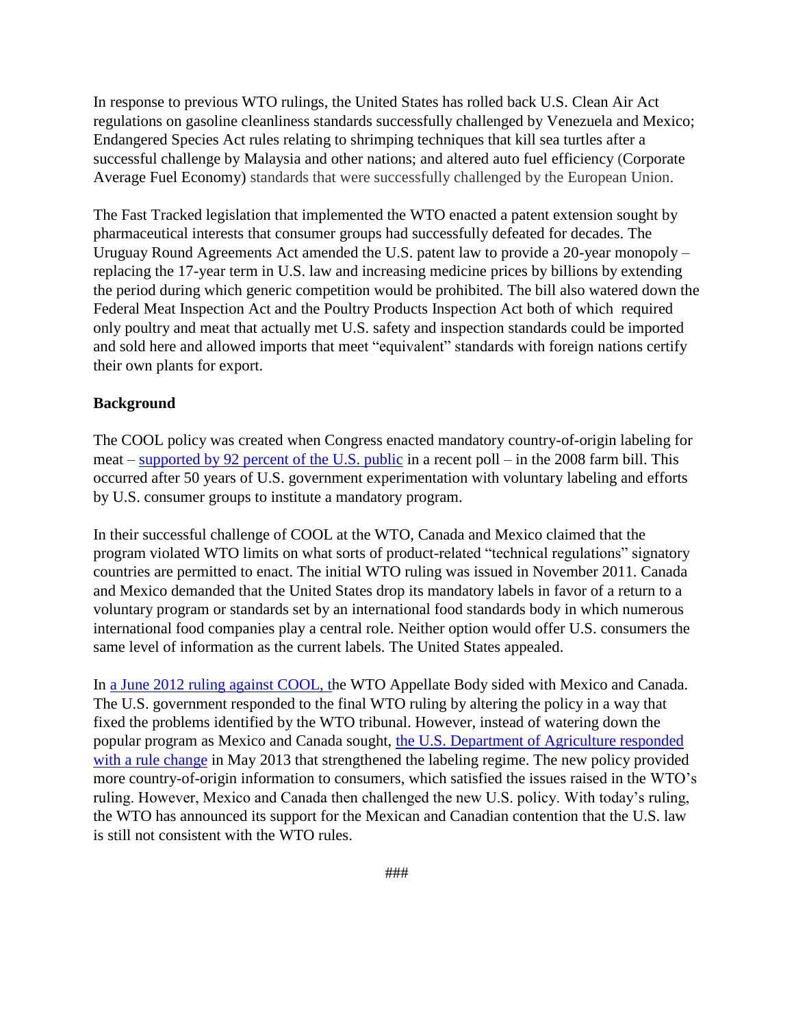In response to previous WTO rulings, the United States has rolled back U.S. Clean Air Act regulations on gasoline cleanliness standards successfully challenged by Venezuela and Mexico; Endangered Species Act rules relating to shrimping techniques that kill sea turtles after a successful challenge by Malaysia and other nations; and altered auto fuel efficiency (Corporate Average Fuel Economy) standards that were successfully challenged by the European Union.

The Fast Tracked legislation that implemented the WTO enacted a patent extension sought by pharmaceutical interests that consumer groups had successfully defeated for decades. The Uruguay Round Agreements Act amended the U.S. patent law to provide a 20-year monopoly – replacing the 17-year term in U.S. law and increasing medicine prices by billions by extending the period during which generic competition would be prohibited. The bill also watered down the Federal Meat Inspection Act and the Poultry Products Inspection Act both of which required only poultry and meat that actually met U.S. safety and inspection standards could be imported and sold here and allowed imports that meet "equivalent" standards with foreign nations certify their own plants for export.

**Background**

The COOL policy was created when Congress enacted mandatory country-of-origin labeling for meat – supported by 92 percent of the U.S. public in a recent poll – in the 2008 farm bill. This occurred after 50 years of U.S. government experimentation with voluntary labeling and efforts by U.S. consumer groups to institute a mandatory program.

In their successful challenge of COOL at the WTO, Canada and Mexico claimed that the program violated WTO limits on what sorts of product-related "technical regulations" signatory countries are permitted to enact. The initial WTO ruling was issued in November 2011. Canada and Mexico demanded that the United States drop its mandatory labels in favor of a return to a voluntary program or standards set by an international food standards body in which numerous international food companies play a central role. Neither option would offer U.S. consumers the same level of information as the current labels. The United States appealed.

In a June 2012 ruling against COOL, the WTO Appellate Body sided with Mexico and Canada. The U.S. government responded to the final WTO ruling by altering the policy in a way that fixed the problems identified by the WTO tribunal. However, instead of watering down the popular program as Mexico and Canada sought, the U.S. Department of Agriculture responded with a rule change in May 2013 that strengthened the labeling regime. The new policy provided more country-of-origin information to consumers, which satisfied the issues raised in the WTO's ruling. However, Mexico and Canada then challenged the new U.S. policy. With today's ruling, the WTO has announced its support for the Mexican and Canadian contention that the U.S. law is still not consistent with the WTO rules.

###